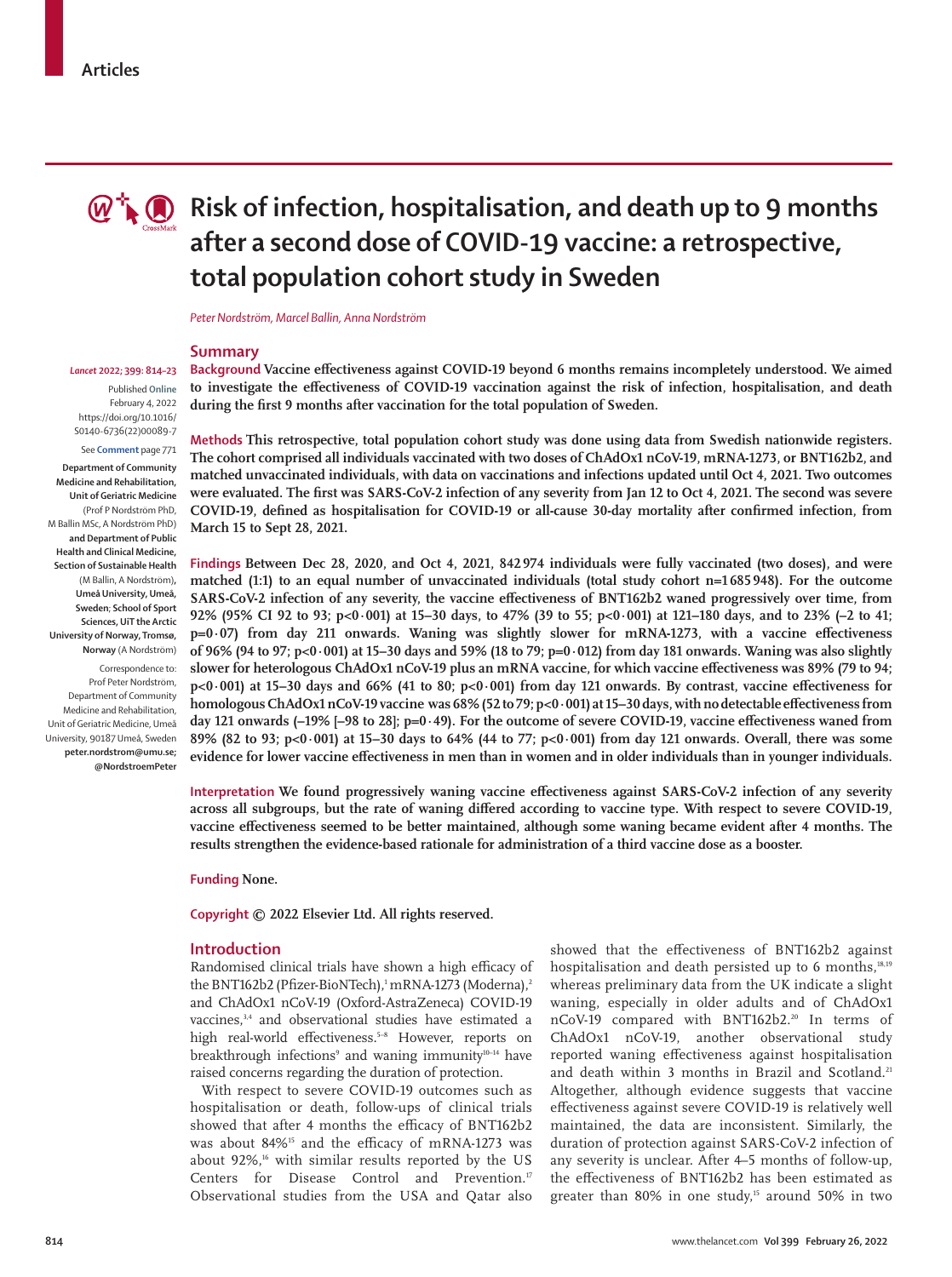Articles

# Risk of infection, hospitalisation, and death up to 9 months after a second dose of COVID-19 vaccine: a retrospective, total population cohort study in Sweden

*Peter Nordström, Marcel Ballin, Anna Nordström*

*Lancet* 2022; 399: 814–23

Published **Online** February 4, 2022 https://doi.org/10.1016/S0140-6736(22)00089-7

See **Comment** page 771

**Department of Community Medicine and Rehabilitation, Unit of Geriatric Medicine** (Prof P Nordström PhD, M Ballin MSc, A Nordström PhD) **and Department of Public Health and Clinical Medicine, Section of Sustainable Health** (M Ballin, A Nordström), **Umeå University, Umeå, Sweden**; **School of Sport Sciences, UiT the Arctic University of Norway, Tromsø, Norway** (A Nordström)

Correspondence to: Prof Peter Nordström, Department of Community Medicine and Rehabilitation, Unit of Geriatric Medicine, Umeå University, 90187 Umeå, Sweden **peter.nordstrom@umu.se; @NordstroemPeter**

## Summary

**Background** **Vaccine effectiveness against COVID-19 beyond 6 months remains incompletely understood. We aimed to investigate the effectiveness of COVID-19 vaccination against the risk of infection, hospitalisation, and death during the first 9 months after vaccination for the total population of Sweden.**

**Methods** **This retrospective, total population cohort study was done using data from Swedish nationwide registers. The cohort comprised all individuals vaccinated with two doses of ChAdOx1 nCoV-19, mRNA-1273, or BNT162b2, and matched unvaccinated individuals, with data on vaccinations and infections updated until Oct 4, 2021. Two outcomes were evaluated. The first was SARS-CoV-2 infection of any severity from Jan 12 to Oct 4, 2021. The second was severe COVID-19, defined as hospitalisation for COVID-19 or all-cause 30-day mortality after confirmed infection, from March 15 to Sept 28, 2021.**

**Findings** **Between Dec 28, 2020, and Oct 4, 2021, 842 974 individuals were fully vaccinated (two doses), and were matched (1:1) to an equal number of unvaccinated individuals (total study cohort n=1 685 948). For the outcome SARS-CoV-2 infection of any severity, the vaccine effectiveness of BNT162b2 waned progressively over time, from 92% (95% CI 92 to 93; p<0·001) at 15–30 days, to 47% (39 to 55; p<0·001) at 121–180 days, and to 23% (–2 to 41; p=0·07) from day 211 onwards. Waning was slightly slower for mRNA-1273, with a vaccine effectiveness of 96% (94 to 97; p<0·001) at 15–30 days and 59% (18 to 79; p=0·012) from day 181 onwards. Waning was also slightly slower for heterologous ChAdOx1 nCoV-19 plus an mRNA vaccine, for which vaccine effectiveness was 89% (79 to 94; p<0·001) at 15–30 days and 66% (41 to 80; p<0·001) from day 121 onwards. By contrast, vaccine effectiveness for homologous ChAdOx1 nCoV-19 vaccine was 68% (52 to 79; p<0·001) at 15–30 days, with no detectable effectiveness from day 121 onwards (–19% [–98 to 28]; p=0·49). For the outcome of severe COVID-19, vaccine effectiveness waned from 89% (82 to 93; p<0·001) at 15–30 days to 64% (44 to 77; p<0·001) from day 121 onwards. Overall, there was some evidence for lower vaccine effectiveness in men than in women and in older individuals than in younger individuals.**

**Interpretation** **We found progressively waning vaccine effectiveness against SARS-CoV-2 infection of any severity across all subgroups, but the rate of waning differed according to vaccine type. With respect to severe COVID-19, vaccine effectiveness seemed to be better maintained, although some waning became evident after 4 months. The results strengthen the evidence-based rationale for administration of a third vaccine dose as a booster.**

**Funding** **None.**

**Copyright** **© 2022 Elsevier Ltd. All rights reserved.**

## Introduction

Randomised clinical trials have shown a high efficacy of the BNT162b2 (Pfizer-BioNTech),[1] mRNA-1273 (Moderna),[2] and ChAdOx1 nCoV-19 (Oxford-AstraZeneca) COVID-19 vaccines,[3,4] and observational studies have estimated a high real-world effectiveness.[5–8] However, reports on breakthrough infections[9] and waning immunity[10–14] have raised concerns regarding the duration of protection.

With respect to severe COVID-19 outcomes such as hospitalisation or death, follow-ups of clinical trials showed that after 4 months the efficacy of BNT162b2 was about 84%[15] and the efficacy of mRNA-1273 was about 92%,[16] with similar results reported by the US Centers for Disease Control and Prevention.[17] Observational studies from the USA and Qatar also showed that the effectiveness of BNT162b2 against hospitalisation and death persisted up to 6 months,[18,19] whereas preliminary data from the UK indicate a slight waning, especially in older adults and of ChAdOx1 nCoV-19 compared with BNT162b2.[20] In terms of ChAdOx1 nCoV-19, another observational study reported waning effectiveness against hospitalisation and death within 3 months in Brazil and Scotland.[21] Altogether, although evidence suggests that vaccine effectiveness against severe COVID-19 is relatively well maintained, the data are inconsistent. Similarly, the duration of protection against SARS-CoV-2 infection of any severity is unclear. After 4–5 months of follow-up, the effectiveness of BNT162b2 has been estimated as greater than 80% in one study,[15] around 50% in two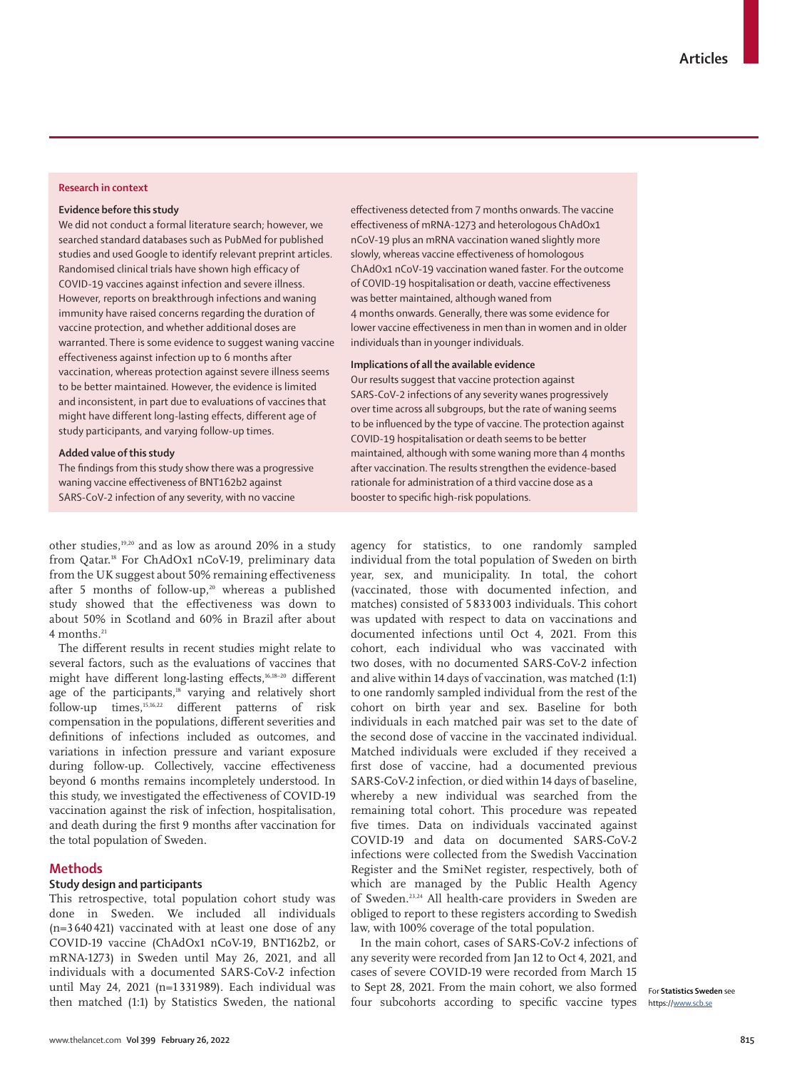## Research in context

### Evidence before this study

We did not conduct a formal literature search; however, we searched standard databases such as PubMed for published studies and used Google to identify relevant preprint articles. Randomised clinical trials have shown high efficacy of COVID-19 vaccines against infection and severe illness. However, reports on breakthrough infections and waning immunity have raised concerns regarding the duration of vaccine protection, and whether additional doses are warranted. There is some evidence to suggest waning vaccine effectiveness against infection up to 6 months after vaccination, whereas protection against severe illness seems to be better maintained. However, the evidence is limited and inconsistent, in part due to evaluations of vaccines that might have different long-lasting effects, different age of study participants, and varying follow-up times.

### Added value of this study

The findings from this study show there was a progressive waning vaccine effectiveness of BNT162b2 against SARS-CoV-2 infection of any severity, with no vaccine effectiveness detected from 7 months onwards. The vaccine effectiveness of mRNA-1273 and heterologous ChAdOx1 nCoV-19 plus an mRNA vaccination waned slightly more slowly, whereas vaccine effectiveness of homologous ChAdOx1 nCoV-19 vaccination waned faster. For the outcome of COVID-19 hospitalisation or death, vaccine effectiveness was better maintained, although waned from 4 months onwards. Generally, there was some evidence for lower vaccine effectiveness in men than in women and in older individuals than in younger individuals.

### Implications of all the available evidence

Our results suggest that vaccine protection against SARS-CoV-2 infections of any severity wanes progressively over time across all subgroups, but the rate of waning seems to be influenced by the type of vaccine. The protection against COVID-19 hospitalisation or death seems to be better maintained, although with some waning more than 4 months after vaccination. The results strengthen the evidence-based rationale for administration of a third vaccine dose as a booster to specific high-risk populations.

other studies,[19,20] and as low as around 20% in a study from Qatar.[18] For ChAdOx1 nCoV-19, preliminary data from the UK suggest about 50% remaining effectiveness after 5 months of follow-up,[20] whereas a published study showed that the effectiveness was down to about 50% in Scotland and 60% in Brazil after about 4 months.[21]

The different results in recent studies might relate to several factors, such as the evaluations of vaccines that might have different long-lasting effects,[16,18–20] different age of the participants,[18] varying and relatively short follow-up times,[15,16,22] different patterns of risk compensation in the populations, different severities and definitions of infections included as outcomes, and variations in infection pressure and variant exposure during follow-up. Collectively, vaccine effectiveness beyond 6 months remains incompletely understood. In this study, we investigated the effectiveness of COVID-19 vaccination against the risk of infection, hospitalisation, and death during the first 9 months after vaccination for the total population of Sweden.

## Methods

### Study design and participants

This retrospective, total population cohort study was done in Sweden. We included all individuals (n=3 640 421) vaccinated with at least one dose of any COVID-19 vaccine (ChAdOx1 nCoV-19, BNT162b2, or mRNA-1273) in Sweden until May 26, 2021, and all individuals with a documented SARS-CoV-2 infection until May 24, 2021 (n=1 331 989). Each individual was then matched (1:1) by Statistics Sweden, the national agency for statistics, to one randomly sampled individual from the total population of Sweden on birth year, sex, and municipality. In total, the cohort (vaccinated, those with documented infection, and matches) consisted of 5 833 003 individuals. This cohort was updated with respect to data on vaccinations and documented infections until Oct 4, 2021. From this cohort, each individual who was vaccinated with two doses, with no documented SARS-CoV-2 infection and alive within 14 days of vaccination, was matched (1:1) to one randomly sampled individual from the rest of the cohort on birth year and sex. Baseline for both individuals in each matched pair was set to the date of the second dose of vaccine in the vaccinated individual. Matched individuals were excluded if they received a first dose of vaccine, had a documented previous SARS-CoV-2 infection, or died within 14 days of baseline, whereby a new individual was searched from the remaining total cohort. This procedure was repeated five times. Data on individuals vaccinated against COVID-19 and data on documented SARS-CoV-2 infections were collected from the Swedish Vaccination Register and the SmiNet register, respectively, both of which are managed by the Public Health Agency of Sweden.[23,24] All health-care providers in Sweden are obliged to report to these registers according to Swedish law, with 100% coverage of the total population.

In the main cohort, cases of SARS-CoV-2 infections of any severity were recorded from Jan 12 to Oct 4, 2021, and cases of severe COVID-19 were recorded from March 15 to Sept 28, 2021. From the main cohort, we also formed four subcohorts according to specific vaccine types

For **Statistics Sweden** see https://www.scb.se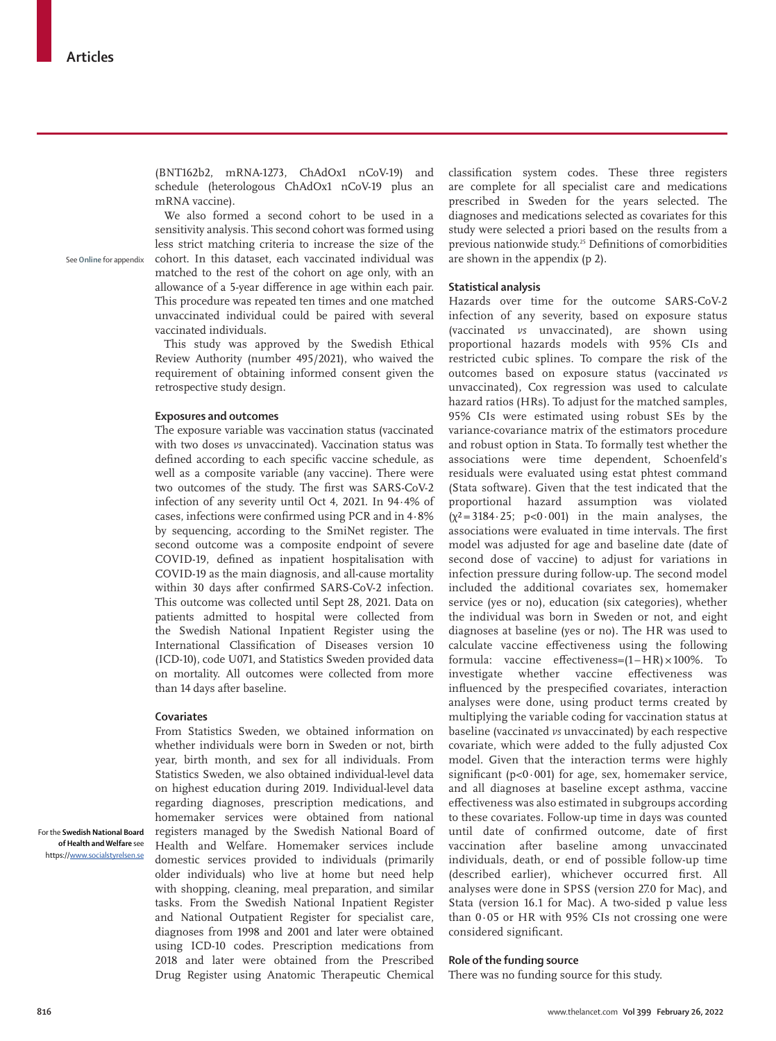(BNT162b2, mRNA-1273, ChAdOx1 nCoV-19) and schedule (heterologous ChAdOx1 nCoV-19 plus an mRNA vaccine).

We also formed a second cohort to be used in a sensitivity analysis. This second cohort was formed using less strict matching criteria to increase the size of the cohort. In this dataset, each vaccinated individual was matched to the rest of the cohort on age only, with an allowance of a 5-year difference in age within each pair. This procedure was repeated ten times and one matched unvaccinated individual could be paired with several vaccinated individuals.

See **Online** for appendix

This study was approved by the Swedish Ethical Review Authority (number 495/2021), who waived the requirement of obtaining informed consent given the retrospective study design.

### Exposures and outcomes

The exposure variable was vaccination status (vaccinated with two doses *vs* unvaccinated). Vaccination status was defined according to each specific vaccine schedule, as well as a composite variable (any vaccine). There were two outcomes of the study. The first was SARS-CoV-2 infection of any severity until Oct 4, 2021. In 94·4% of cases, infections were confirmed using PCR and in 4·8% by sequencing, according to the SmiNet register. The second outcome was a composite endpoint of severe COVID-19, defined as inpatient hospitalisation with COVID-19 as the main diagnosis, and all-cause mortality within 30 days after confirmed SARS-CoV-2 infection. This outcome was collected until Sept 28, 2021. Data on patients admitted to hospital were collected from the Swedish National Inpatient Register using the International Classification of Diseases version 10 (ICD-10), code U071, and Statistics Sweden provided data on mortality. All outcomes were collected from more than 14 days after baseline.

### Covariates

From Statistics Sweden, we obtained information on whether individuals were born in Sweden or not, birth year, birth month, and sex for all individuals. From Statistics Sweden, we also obtained individual-level data on highest education during 2019. Individual-level data regarding diagnoses, prescription medications, and homemaker services were obtained from national registers managed by the Swedish National Board of Health and Welfare. Homemaker services include domestic services provided to individuals (primarily older individuals) who live at home but need help with shopping, cleaning, meal preparation, and similar tasks. From the Swedish National Inpatient Register and National Outpatient Register for specialist care, diagnoses from 1998 and 2001 and later were obtained using ICD-10 codes. Prescription medications from 2018 and later were obtained from the Prescribed Drug Register using Anatomic Therapeutic Chemical classification system codes. These three registers are complete for all specialist care and medications prescribed in Sweden for the years selected. The diagnoses and medications selected as covariates for this study were selected a priori based on the results from a previous nationwide study.[25] Definitions of comorbidities are shown in the appendix (p 2).

For the **Swedish National Board of Health and Welfare** see https://www.socialstyrelsen.se

### Statistical analysis

Hazards over time for the outcome SARS-CoV-2 infection of any severity, based on exposure status (vaccinated *vs* unvaccinated), are shown using proportional hazards models with 95% CIs and restricted cubic splines. To compare the risk of the outcomes based on exposure status (vaccinated *vs* unvaccinated), Cox regression was used to calculate hazard ratios (HRs). To adjust for the matched samples, 95% CIs were estimated using robust SEs by the variance-covariance matrix of the estimators procedure and robust option in Stata. To formally test whether the associations were time dependent, Schoenfeld's residuals were evaluated using estat phtest command (Stata software). Given that the test indicated that the proportional hazard assumption was violated ($\chi^2=3184{\cdot}25$; $p<0{\cdot}001$) in the main analyses, the associations were evaluated in time intervals. The first model was adjusted for age and baseline date (date of second dose of vaccine) to adjust for variations in infection pressure during follow-up. The second model included the additional covariates sex, homemaker service (yes or no), education (six categories), whether the individual was born in Sweden or not, and eight diagnoses at baseline (yes or no). The HR was used to calculate vaccine effectiveness using the following formula: vaccine effectiveness=$(1-\text{HR})\times100\%$. To investigate whether vaccine effectiveness was influenced by the prespecified covariates, interaction analyses were done, using product terms created by multiplying the variable coding for vaccination status at baseline (vaccinated *vs* unvaccinated) by each respective covariate, which were added to the fully adjusted Cox model. Given that the interaction terms were highly significant ($p<0{\cdot}001$) for age, sex, homemaker service, and all diagnoses at baseline except asthma, vaccine effectiveness was also estimated in subgroups according to these covariates. Follow-up time in days was counted until date of confirmed outcome, date of first vaccination after baseline among unvaccinated individuals, death, or end of possible follow-up time (described earlier), whichever occurred first. All analyses were done in SPSS (version 27.0 for Mac), and Stata (version 16.1 for Mac). A two-sided p value less than 0·05 or HR with 95% CIs not crossing one were considered significant.

### Role of the funding source

There was no funding source for this study.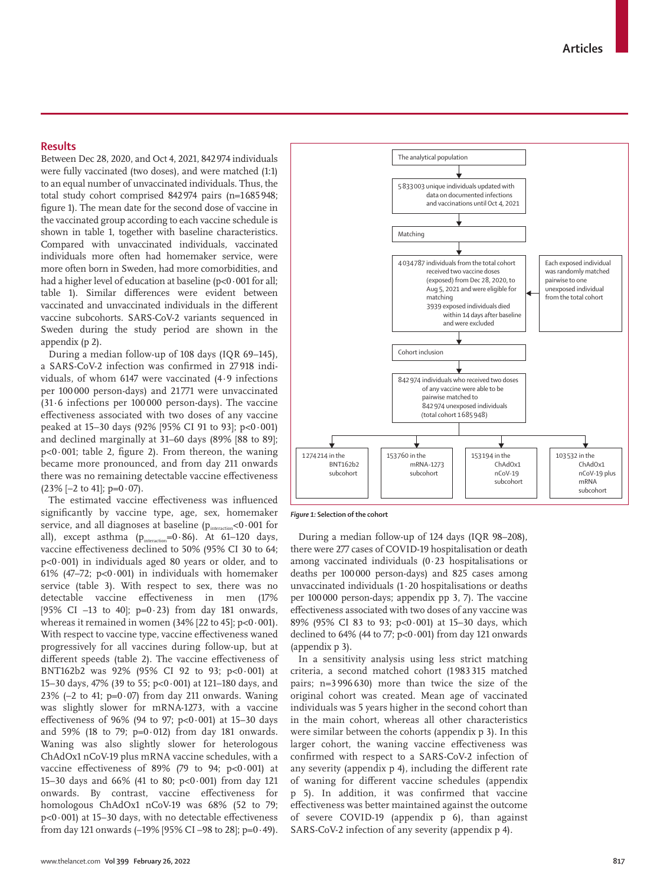## Results

Between Dec 28, 2020, and Oct 4, 2021, 842 974 individuals were fully vaccinated (two doses), and were matched (1:1) to an equal number of unvaccinated individuals. Thus, the total study cohort comprised 842 974 pairs (n=1 685 948; figure 1). The mean date for the second dose of vaccine in the vaccinated group according to each vaccine schedule is shown in table 1, together with baseline characteristics. Compared with unvaccinated individuals, vaccinated individuals more often had homemaker service, were more often born in Sweden, had more comorbidities, and had a higher level of education at baseline (p<0·001 for all; table 1). Similar differences were evident between vaccinated and unvaccinated individuals in the different vaccine subcohorts. SARS-CoV-2 variants sequenced in Sweden during the study period are shown in the appendix (p 2).

During a median follow-up of 108 days (IQR 69–145), a SARS-CoV-2 infection was confirmed in 27 918 individuals, of whom 6147 were vaccinated (4·9 infections per 100 000 person-days) and 21 771 were unvaccinated (31·6 infections per 100 000 person-days). The vaccine effectiveness associated with two doses of any vaccine peaked at 15–30 days (92% [95% CI 91 to 93]; p<0·001) and declined marginally at 31–60 days (89% [88 to 89]; p<0·001; table 2, figure 2). From thereon, the waning became more pronounced, and from day 211 onwards there was no remaining detectable vaccine effectiveness (23% [–2 to 41]; p=0·07).

The estimated vaccine effectiveness was influenced significantly by vaccine type, age, sex, homemaker service, and all diagnoses at baseline ($p_{interaction}$<0·001 for all), except asthma ($p_{interaction}$=0·86). At 61–120 days, vaccine effectiveness declined to 50% (95% CI 30 to 64; p<0·001) in individuals aged 80 years or older, and to 61% (47–72; p<0·001) in individuals with homemaker service (table 3). With respect to sex, there was no detectable vaccine effectiveness in men (17% [95% CI –13 to 40]; p=0·23) from day 181 onwards, whereas it remained in women (34% [22 to 45]; p<0·001). With respect to vaccine type, vaccine effectiveness waned progressively for all vaccines during follow-up, but at different speeds (table 2). The vaccine effectiveness of BNT162b2 was 92% (95% CI 92 to 93; p<0·001) at 15–30 days, 47% (39 to 55; p<0·001) at 121–180 days, and 23% (–2 to 41; p=0·07) from day 211 onwards. Waning was slightly slower for mRNA-1273, with a vaccine effectiveness of 96% (94 to 97; p<0·001) at 15–30 days and 59% (18 to 79; p=0·012) from day 181 onwards. Waning was also slightly slower for heterologous ChAdOx1 nCoV-19 plus mRNA vaccine schedules, with a vaccine effectiveness of 89% (79 to 94; p<0·001) at 15–30 days and 66% (41 to 80; p<0·001) from day 121 onwards. By contrast, vaccine effectiveness for homologous ChAdOx1 nCoV-19 was 68% (52 to 79; p<0·001) at 15–30 days, with no detectable effectiveness from day 121 onwards (–19% [95% CI –98 to 28]; p=0·49).

The analytical population

5 833 003 unique individuals updated with data on documented infections and vaccinations until Oct 4, 2021

Matching

4 034 787 individuals from the total cohort received two vaccine doses (exposed) from Dec 28, 2020, to Aug 5, 2021 and were eligible for matching
3939 exposed individuals died within 14 days after baseline and were excluded

Each exposed individual was randomly matched pairwise to one unexposed individual from the total cohort

Cohort inclusion

842 974 individuals who received two doses of any vaccine were able to be pairwise matched to 842 974 unexposed individuals (total cohort 1 685 948)

1 274 214 in the BNT162b2 subcohort | 153 760 in the mRNA-1273 subcohort | 153 194 in the ChAdOx1 nCoV-19 subcohort | 103 532 in the ChAdOx1 nCoV-19 plus mRNA subcohort

*Figure 1:* **Selection of the cohort**

During a median follow-up of 124 days (IQR 98–208), there were 277 cases of COVID-19 hospitalisation or death among vaccinated individuals (0·23 hospitalisations or deaths per 100 000 person-days) and 825 cases among unvaccinated individuals (1·20 hospitalisations or deaths per 100 000 person-days; appendix pp 3, 7). The vaccine effectiveness associated with two doses of any vaccine was 89% (95% CI 83 to 93; p<0·001) at 15–30 days, which declined to 64% (44 to 77; p<0·001) from day 121 onwards (appendix p 3).

In a sensitivity analysis using less strict matching criteria, a second matched cohort (1 983 315 matched pairs; n=3 996 630) more than twice the size of the original cohort was created. Mean age of vaccinated individuals was 5 years higher in the second cohort than in the main cohort, whereas all other characteristics were similar between the cohorts (appendix p 3). In this larger cohort, the waning vaccine effectiveness was confirmed with respect to a SARS-CoV-2 infection of any severity (appendix p 4), including the different rate of waning for different vaccine schedules (appendix p 5). In addition, it was confirmed that vaccine effectiveness was better maintained against the outcome of severe COVID-19 (appendix p 6), than against SARS-CoV-2 infection of any severity (appendix p 4).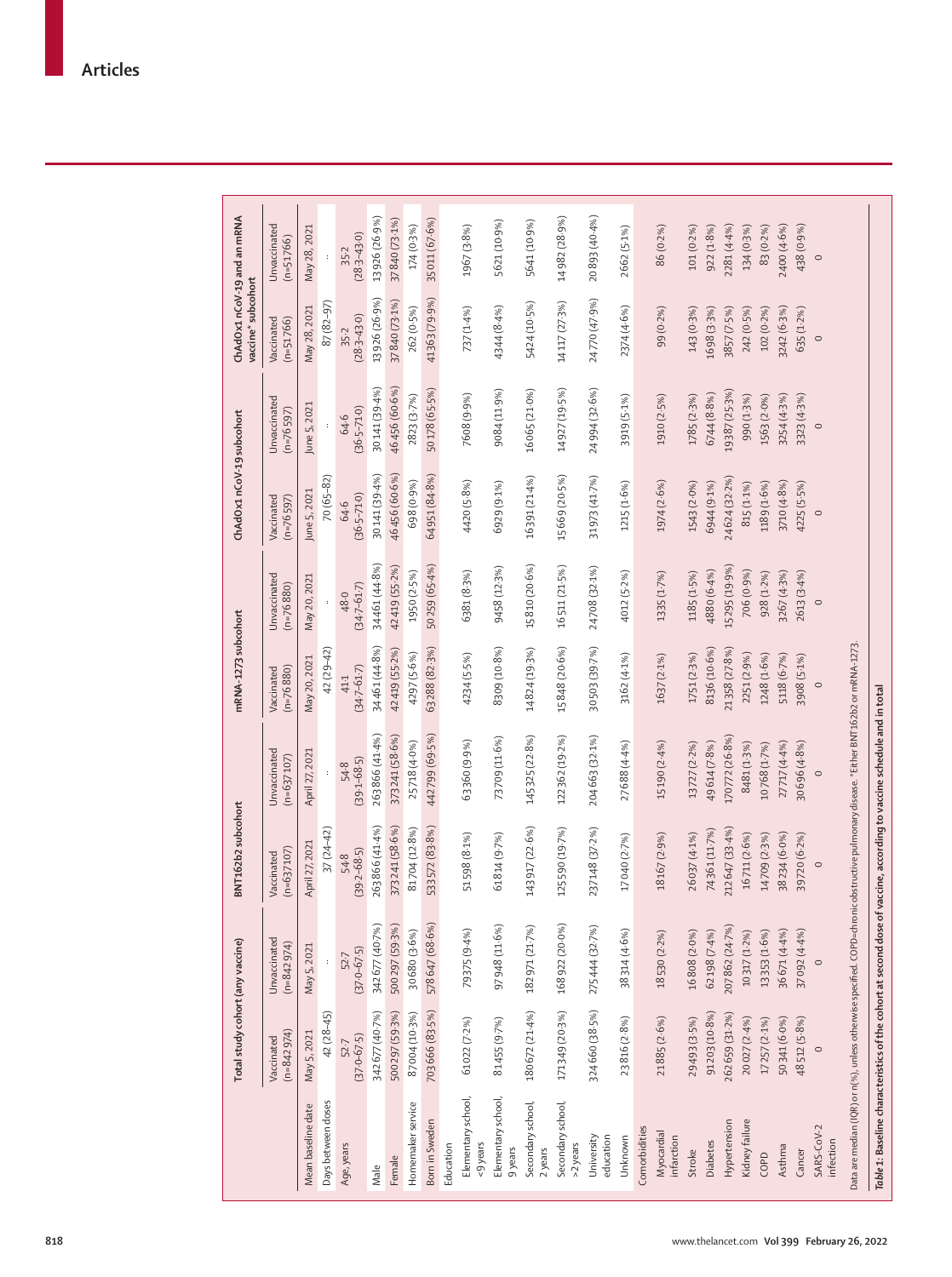| | Total study cohort (any vaccine) | | BNT162b2 subcohort | | mRNA-1273 subcohort | | ChAdOx1 nCoV-19 subcohort | | ChAdOx1 nCoV-19 and an mRNA vaccine* subcohort | |
|---|---|---|---|---|---|---|---|---|---|---|
| | Vaccinated (n=842 974) | Unvaccinated (n=842 974) | Vaccinated (n=637 107) | Unvaccinated (n=637 107) | Vaccinated (n=76 880) | Unvaccinated (n=76 880) | Vaccinated (n=76 597) | Unvaccinated (n=76 597) | Vaccinated (n=51 766) | Unvaccinated (n=51 766) |
| Mean baseline date | May 5, 2021 | May 5, 2021 | April 27, 2021 | April 27, 2021 | May 20, 2021 | May 20, 2021 | June 5, 2021 | June 5, 2021 | May 28, 2021 | May 28, 2021 |
| Days between doses | 42 (28–45) | .. | 37 (24–42) | .. | 42 (29–42) | .. | 70 (65–82) | .. | 87 (82–97) | .. |
| Age, years | 52·7 (37·0–67·5) | 52·7 (37·0–67·5) | 54·8 (39·2–68·5) | 54·8 (39·1–68·5) | 41·1 (34·7–61·7) | 48·0 (34·7–61·7) | 64·6 (36·5–71·0) | 64·6 (36·5–71·0) | 35·2 (28·3–43·0) | 35·2 (28·3–43·0) |
| Male | 342 677 (40·7%) | 342 677 (40·7%) | 263 866 (41·4%) | 263 866 (41·4%) | 34 461 (44·8%) | 34 461 (44·8%) | 30 141 (39·4%) | 30 141 (39·4%) | 13 926 (26·9%) | 13 926 (26·9%) |
| Female | 500 297 (59·3%) | 500 297 (59·3%) | 373 241 (58·6%) | 373 241 (58·6%) | 42 419 (55·2%) | 42 419 (55·2%) | 46 456 (60·6%) | 46 456 (60·6%) | 37 840 (73·1%) | 37 840 (73·1%) |
| Homemaker service | 87 004 (10·3%) | 30 680 (3·6%) | 81 704 (12·8%) | 25 718 (4·0%) | 4297 (5·6%) | 1950 (2·5%) | 698 (0·9%) | 2823 (3·7%) | 262 (0·5%) | 174 (0·3%) |
| Born in Sweden | 703 666 (83·5%) | 578 647 (68·6%) | 533 572 (83·8%) | 442 799 (69·5%) | 63 288 (82·3%) | 50 259 (65·4%) | 64 951 (84·8%) | 50 178 (65·5%) | 41 363 (79·9%) | 35 011 (67·6%) |
| Education | | | | | | | | | | |
| Elementary school, <9 years | 61 022 (7·2%) | 79 375 (9·4%) | 51 598 (8·1%) | 63 360 (9·9%) | 4234 (5·5%) | 6381 (8·3%) | 4420 (5·8%) | 7608 (9·9%) | 737 (1·4%) | 1967 (3·8%) |
| Elementary school, 9 years | 81 455 (9·7%) | 97 948 (11·6%) | 61 814 (9·7%) | 73 709 (11·6%) | 8309 (10·8%) | 9458 (12·3%) | 6929 (9·1%) | 9084 (11·9%) | 4344 (8·4%) | 5621 (10·9%) |
| Secondary school, 2 years | 180 672 (21·4%) | 182 971 (21·7%) | 143 917 (22·6%) | 145 325 (22·8%) | 14 824 (19·3%) | 15 810 (20·6%) | 16 391 (21·4%) | 16 065 (21·0%) | 5424 (10·5%) | 5641 (10·9%) |
| Secondary school, >2 years | 171 349 (20·3%) | 168 922 (20·0%) | 125 590 (19·7%) | 122 362 (19·2%) | 15 848 (20·6%) | 16 511 (21·5%) | 15 669 (20·5%) | 14 927 (19·5%) | 14 117 (27·3%) | 14 982 (28·9%) |
| University education | 324 660 (38·5%) | 275 444 (32·7%) | 237 148 (37·2%) | 204 663 (32·1%) | 30 503 (39·7%) | 24 708 (32·1%) | 31 973 (41·7%) | 24 994 (32·6%) | 24 770 (47·9%) | 20 893 (40·4%) |
| Unknown | 23 816 (2·8%) | 38 314 (4·6%) | 17 040 (2·7%) | 27 688 (4·4%) | 3162 (4·1%) | 4012 (5·2%) | 1215 (1·6%) | 3919 (5·1%) | 2374 (4·6%) | 2662 (5·1%) |
| Comorbidities | | | | | | | | | | |
| Myocardial infarction | 21 885 (2·6%) | 18 530 (2·2%) | 18 167 (2·9%) | 15 190 (2·4%) | 1637 (2·1%) | 1335 (1·7%) | 1974 (2·6%) | 1910 (2·5%) | 99 (0·2%) | 86 (0·2%) |
| Stroke | 29 493 (3·5%) | 16 808 (2·0%) | 26 037 (4·1%) | 13 727 (2·2%) | 1751 (2·3%) | 1185 (1·5%) | 1543 (2·0%) | 1785 (2·3%) | 143 (0·3%) | 101 (0·2%) |
| Diabetes | 91 203 (10·8%) | 62 198 (7·4%) | 74 361 (11·7%) | 49 614 (7·8%) | 8136 (10·6%) | 4880 (6·4%) | 6944 (9·1%) | 6744 (8·8%) | 1698 (3·3%) | 922 (1·8%) |
| Hypertension | 262 659 (31·2%) | 207 862 (24·7%) | 212 647 (33·4%) | 170 773 (26·8%) | 21 358 (27·8%) | 15 295 (19·9%) | 24 624 (32·2%) | 19 387 (25·3%) | 3857 (7·5%) | 2281 (4·4%) |
| Kidney failure | 20 027 (2·4%) | 10 317 (1·2%) | 16 711 (2·6%) | 8481 (1·3%) | 2251 (2·9%) | 706 (0·9%) | 815 (1·1%) | 990 (1·3%) | 242 (0·5%) | 134 (0·3%) |
| COPD | 17 257 (2·1%) | 13 353 (1·6%) | 14 709 (2·3%) | 10 768 (1·7%) | 1248 (1·6%) | 928 (1·2%) | 1189 (1·6%) | 1563 (2·0%) | 102 (0·2%) | 83 (0·2%) |
| Asthma | 50 341 (6·0%) | 36 671 (4·4%) | 38 234 (6·0%) | 27 717 (4·4%) | 5118 (6·7%) | 3267 (4·3%) | 3710 (4·8%) | 3254 (4·3%) | 3242 (6·3%) | 2400 (4·6%) |
| Cancer | 48 512 (5·8%) | 37 092 (4·4%) | 39 720 (6·2%) | 30 696 (4·8%) | 3908 (5·1%) | 2613 (3·4%) | 4225 (5·5%) | 3323 (4·3%) | 635 (1·2%) | 438 (0·9%) |
| SARS-CoV-2 infection | 0 | 0 | 0 | 0 | 0 | 0 | 0 | 0 | 0 | 0 |

Data are median (IQR) or n (%), unless otherwise specified. COPD=chronic obstructive pulmonary disease. *Either BNT162b2 or mRNA-1273.

**Table 1:** Baseline characteristics of the cohort at second dose of vaccine, according to vaccine schedule and in total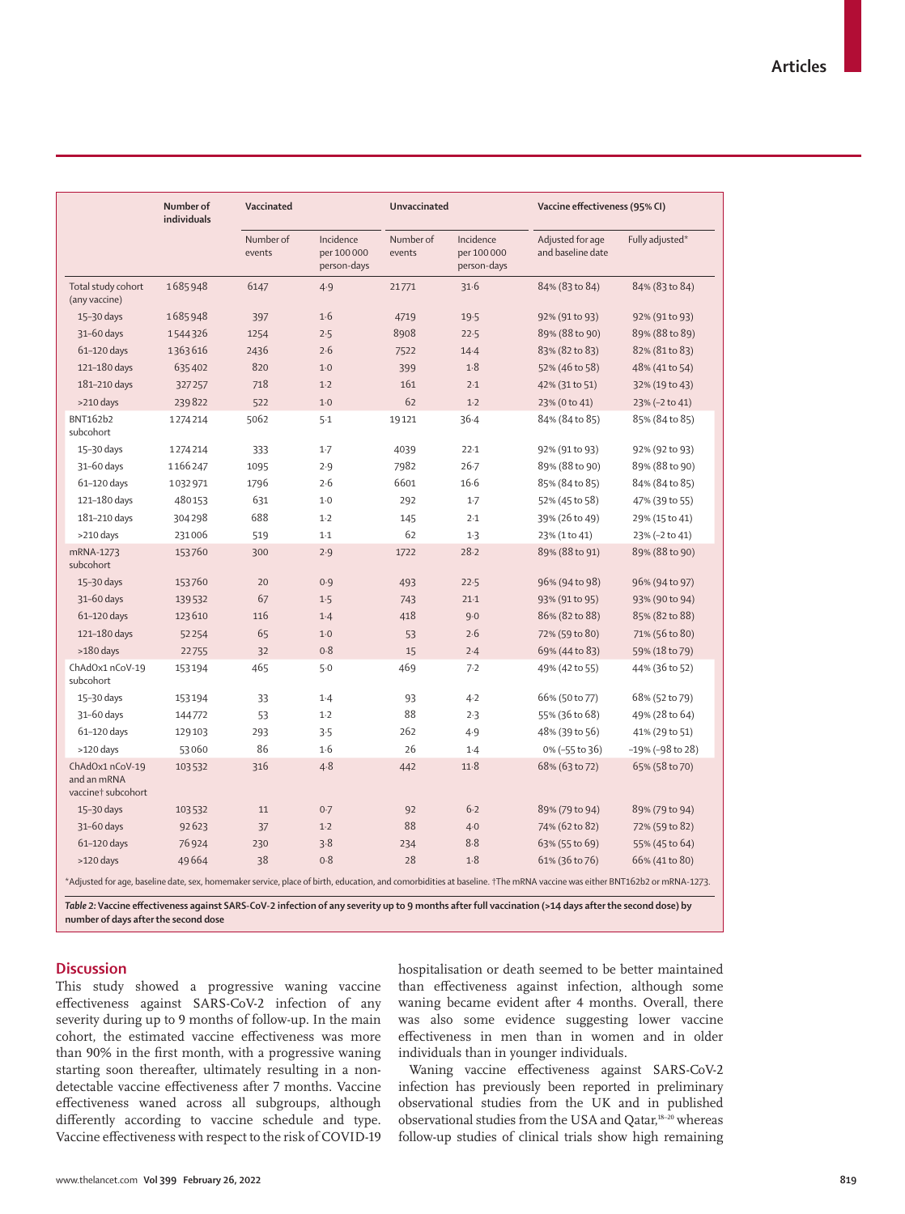| | Number of individuals | Vaccinated | | Unvaccinated | | Vaccine effectiveness (95% CI) | |
|---|---|---|---|---|---|---|---|
| | | Number of events | Incidence per 100 000 person-days | Number of events | Incidence per 100 000 person-days | Adjusted for age and baseline date | Fully adjusted* |
| Total study cohort (any vaccine) | 1 685 948 | 6147 | 4·9 | 21 771 | 31·6 | 84% (83 to 84) | 84% (83 to 84) |
| 15–30 days | 1 685 948 | 397 | 1·6 | 4719 | 19·5 | 92% (91 to 93) | 92% (91 to 93) |
| 31–60 days | 1 544 326 | 1254 | 2·5 | 8908 | 22·5 | 89% (88 to 90) | 89% (88 to 89) |
| 61–120 days | 1 363 616 | 2436 | 2·6 | 7522 | 14·4 | 83% (82 to 83) | 82% (81 to 83) |
| 121–180 days | 635 402 | 820 | 1·0 | 399 | 1·8 | 52% (46 to 58) | 48% (41 to 54) |
| 181–210 days | 327 257 | 718 | 1·2 | 161 | 2·1 | 42% (31 to 51) | 32% (19 to 43) |
| >210 days | 239 822 | 522 | 1·0 | 62 | 1·2 | 23% (0 to 41) | 23% (–2 to 41) |
| BNT162b2 subcohort | 1 274 214 | 5062 | 5·1 | 19 121 | 36·4 | 84% (84 to 85) | 85% (84 to 85) |
| 15–30 days | 1 274 214 | 333 | 1·7 | 4039 | 22·1 | 92% (91 to 93) | 92% (92 to 93) |
| 31–60 days | 1 166 247 | 1095 | 2·9 | 7982 | 26·7 | 89% (88 to 90) | 89% (88 to 90) |
| 61–120 days | 1 032 971 | 1796 | 2·6 | 6601 | 16·6 | 85% (84 to 85) | 84% (84 to 85) |
| 121–180 days | 480 153 | 631 | 1·0 | 292 | 1·7 | 52% (45 to 58) | 47% (39 to 55) |
| 181–210 days | 304 298 | 688 | 1·2 | 145 | 2·1 | 39% (26 to 49) | 29% (15 to 41) |
| >210 days | 231 006 | 519 | 1·1 | 62 | 1·3 | 23% (1 to 41) | 23% (–2 to 41) |
| mRNA-1273 subcohort | 153 760 | 300 | 2·9 | 1722 | 28·2 | 89% (88 to 91) | 89% (88 to 90) |
| 15–30 days | 153 760 | 20 | 0·9 | 493 | 22·5 | 96% (94 to 98) | 96% (94 to 97) |
| 31–60 days | 139 532 | 67 | 1·5 | 743 | 21·1 | 93% (91 to 95) | 93% (90 to 94) |
| 61–120 days | 123 610 | 116 | 1·4 | 418 | 9·0 | 86% (82 to 88) | 85% (82 to 88) |
| 121–180 days | 52 254 | 65 | 1·0 | 53 | 2·6 | 72% (59 to 80) | 71% (56 to 80) |
| >180 days | 22 755 | 32 | 0·8 | 15 | 2·4 | 69% (44 to 83) | 59% (18 to 79) |
| ChAdOx1 nCoV-19 subcohort | 153 194 | 465 | 5·0 | 469 | 7·2 | 49% (42 to 55) | 44% (36 to 52) |
| 15–30 days | 153 194 | 33 | 1·4 | 93 | 4·2 | 66% (50 to 77) | 68% (52 to 79) |
| 31–60 days | 144 772 | 53 | 1·2 | 88 | 2·3 | 55% (36 to 68) | 49% (28 to 64) |
| 61–120 days | 129 103 | 293 | 3·5 | 262 | 4·9 | 48% (39 to 56) | 41% (29 to 51) |
| >120 days | 53 060 | 86 | 1·6 | 26 | 1·4 | 0% (–55 to 36) | –19% (–98 to 28) |
| ChAdOx1 nCoV-19 and an mRNA vaccine† subcohort | 103 532 | 316 | 4·8 | 442 | 11·8 | 68% (63 to 72) | 65% (58 to 70) |
| 15–30 days | 103 532 | 11 | 0·7 | 92 | 6·2 | 89% (79 to 94) | 89% (79 to 94) |
| 31–60 days | 92 623 | 37 | 1·2 | 88 | 4·0 | 74% (62 to 82) | 72% (59 to 82) |
| 61–120 days | 76 924 | 230 | 3·8 | 234 | 8·8 | 63% (55 to 69) | 55% (45 to 64) |
| >120 days | 49 664 | 38 | 0·8 | 28 | 1·8 | 61% (36 to 76) | 66% (41 to 80) |

*Adjusted for age, baseline date, sex, homemaker service, place of birth, education, and comorbidities at baseline. †The mRNA vaccine was either BNT162b2 or mRNA-1273.

*Table 2:* **Vaccine effectiveness against SARS-CoV-2 infection of any severity up to 9 months after full vaccination (>14 days after the second dose) by number of days after the second dose**

## Discussion

This study showed a progressive waning vaccine effectiveness against SARS-CoV-2 infection of any severity during up to 9 months of follow-up. In the main cohort, the estimated vaccine effectiveness was more than 90% in the first month, with a progressive waning starting soon thereafter, ultimately resulting in a non-detectable vaccine effectiveness after 7 months. Vaccine effectiveness waned across all subgroups, although differently according to vaccine schedule and type. Vaccine effectiveness with respect to the risk of COVID-19 hospitalisation or death seemed to be better maintained than effectiveness against infection, although some waning became evident after 4 months. Overall, there was also some evidence suggesting lower vaccine effectiveness in men than in women and in older individuals than in younger individuals.

Waning vaccine effectiveness against SARS-CoV-2 infection has previously been reported in preliminary observational studies from the UK and in published observational studies from the USA and Qatar,[18–20] whereas follow-up studies of clinical trials show high remaining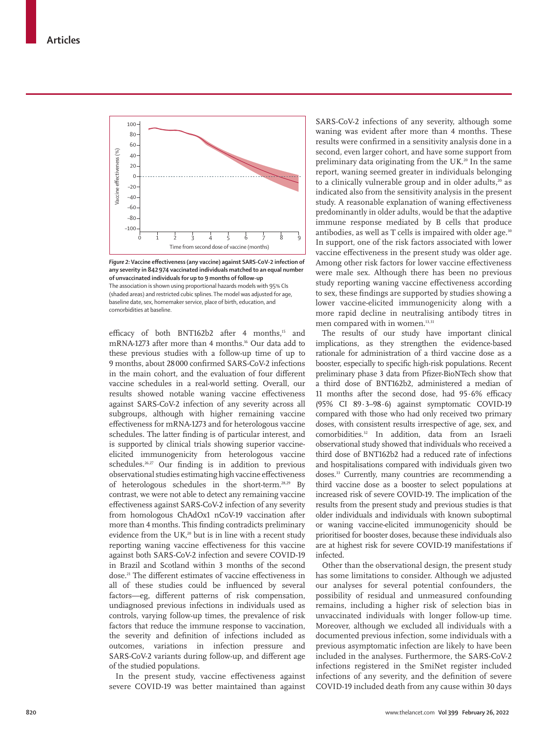*Figure 2:* **Vaccine effectiveness (any vaccine) against SARS-CoV-2 infection of any severity in 842 974 vaccinated individuals matched to an equal number of unvaccinated individuals for up to 9 months of follow-up**

The association is shown using proportional hazards models with 95% CIs (shaded areas) and restricted cubic splines. The model was adjusted for age, baseline date, sex, homemaker service, place of birth, education, and comorbidities at baseline.

efficacy of both BNT162b2 after 4 months,[15] and mRNA-1273 after more than 4 months.[16] Our data add to these previous studies with a follow-up time of up to 9 months, about 28 000 confirmed SARS-CoV-2 infections in the main cohort, and the evaluation of four different vaccine schedules in a real-world setting. Overall, our results showed notable waning vaccine effectiveness against SARS-CoV-2 infection of any severity across all subgroups, although with higher remaining vaccine effectiveness for mRNA-1273 and for heterologous vaccine schedules. The latter finding is of particular interest, and is supported by clinical trials showing superior vaccine-elicited immunogenicity from heterologous vaccine schedules.[26,27] Our finding is in addition to previous observational studies estimating high vaccine effectiveness of heterologous schedules in the short-term.[28,29] By contrast, we were not able to detect any remaining vaccine effectiveness against SARS-CoV-2 infection of any severity from homologous ChAdOx1 nCoV-19 vaccination after more than 4 months. This finding contradicts preliminary evidence from the UK,[20] but is in line with a recent study reporting waning vaccine effectiveness for this vaccine against both SARS-CoV-2 infection and severe COVID-19 in Brazil and Scotland within 3 months of the second dose.[21] The different estimates of vaccine effectiveness in all of these studies could be influenced by several factors—eg, different patterns of risk compensation, undiagnosed previous infections in individuals used as controls, varying follow-up times, the prevalence of risk factors that reduce the immune response to vaccination, the severity and definition of infections included as outcomes, variations in infection pressure and SARS-CoV-2 variants during follow-up, and different age of the studied populations.

In the present study, vaccine effectiveness against severe COVID-19 was better maintained than against SARS-CoV-2 infections of any severity, although some waning was evident after more than 4 months. These results were confirmed in a sensitivity analysis done in a second, even larger cohort, and have some support from preliminary data originating from the UK.[20] In the same report, waning seemed greater in individuals belonging to a clinically vulnerable group and in older adults,[20] as indicated also from the sensitivity analysis in the present study. A reasonable explanation of waning effectiveness predominantly in older adults, would be that the adaptive immune response mediated by B cells that produce antibodies, as well as T cells is impaired with older age.[30] In support, one of the risk factors associated with lower vaccine effectiveness in the present study was older age. Among other risk factors for lower vaccine effectiveness were male sex. Although there has been no previous study reporting waning vaccine effectiveness according to sex, these findings are supported by studies showing a lower vaccine-elicited immunogenicity along with a more rapid decline in neutralising antibody titres in men compared with in women.[13,31]

The results of our study have important clinical implications, as they strengthen the evidence-based rationale for administration of a third vaccine dose as a booster, especially to specific high-risk populations. Recent preliminary phase 3 data from Pfizer-BioNTech show that a third dose of BNT162b2, administered a median of 11 months after the second dose, had 95·6% efficacy (95% CI 89·3–98·6) against symptomatic COVID-19 compared with those who had only received two primary doses, with consistent results irrespective of age, sex, and comorbidities.[32] In addition, data from an Israeli observational study showed that individuals who received a third dose of BNT162b2 had a reduced rate of infections and hospitalisations compared with individuals given two doses.[33] Currently, many countries are recommending a third vaccine dose as a booster to select populations at increased risk of severe COVID-19. The implication of the results from the present study and previous studies is that older individuals and individuals with known suboptimal or waning vaccine-elicited immunogenicity should be prioritised for booster doses, because these individuals also are at highest risk for severe COVID-19 manifestations if infected.

Other than the observational design, the present study has some limitations to consider. Although we adjusted our analyses for several potential confounders, the possibility of residual and unmeasured confounding remains, including a higher risk of selection bias in unvaccinated individuals with longer follow-up time. Moreover, although we excluded all individuals with a documented previous infection, some individuals with a previous asymptomatic infection are likely to have been included in the analyses. Furthermore, the SARS-CoV-2 infections registered in the SmiNet register included infections of any severity, and the definition of severe COVID-19 included death from any cause within 30 days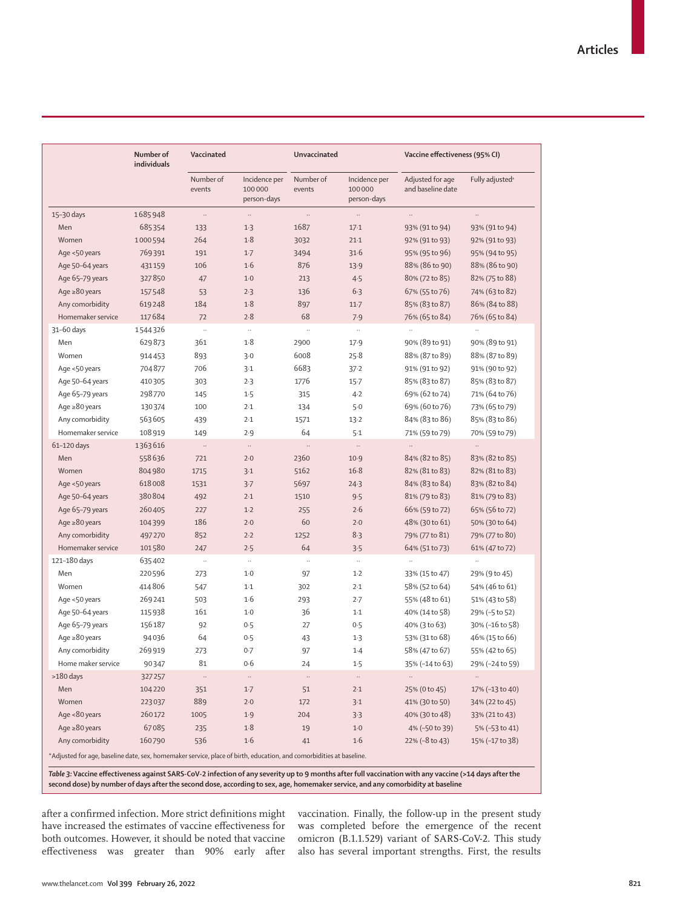| | Number of individuals | Vaccinated | | Unvaccinated | | Vaccine effectiveness (95% CI) | |
|---|---|---|---|---|---|---|---|
| | | Number of events | Incidence per 100 000 person-days | Number of events | Incidence per 100 000 person-days | Adjusted for age and baseline date | Fully adjusted* |
| 15–30 days | 1 685 948 | .. | .. | .. | .. | .. | .. |
| Men | 685 354 | 133 | 1·3 | 1687 | 17·1 | 93% (91 to 94) | 93% (91 to 94) |
| Women | 1 000 594 | 264 | 1·8 | 3032 | 21·1 | 92% (91 to 93) | 92% (91 to 93) |
| Age <50 years | 769 391 | 191 | 1·7 | 3494 | 31·6 | 95% (95 to 96) | 95% (94 to 95) |
| Age 50–64 years | 431 159 | 106 | 1·6 | 876 | 13·9 | 88% (86 to 90) | 88% (86 to 90) |
| Age 65–79 years | 327 850 | 47 | 1·0 | 213 | 4·5 | 80% (72 to 85) | 82% (75 to 88) |
| Age ≥80 years | 157 548 | 53 | 2·3 | 136 | 6·3 | 67% (55 to 76) | 74% (63 to 82) |
| Any comorbidity | 619 248 | 184 | 1·8 | 897 | 11·7 | 85% (83 to 87) | 86% (84 to 88) |
| Homemaker service | 117 684 | 72 | 2·8 | 68 | 7·9 | 76% (65 to 84) | 76% (65 to 84) |
| 31–60 days | 1 544 326 | .. | .. | .. | .. | .. | .. |
| Men | 629 873 | 361 | 1·8 | 2900 | 17·9 | 90% (89 to 91) | 90% (89 to 91) |
| Women | 914 453 | 893 | 3·0 | 6008 | 25·8 | 88% (87 to 89) | 88% (87 to 89) |
| Age <50 years | 704 877 | 706 | 3·1 | 6683 | 37·2 | 91% (91 to 92) | 91% (90 to 92) |
| Age 50–64 years | 410 305 | 303 | 2·3 | 1776 | 15·7 | 85% (83 to 87) | 85% (83 to 87) |
| Age 65–79 years | 298 770 | 145 | 1·5 | 315 | 4·2 | 69% (62 to 74) | 71% (64 to 76) |
| Age ≥80 years | 130 374 | 100 | 2·1 | 134 | 5·0 | 69% (60 to 76) | 73% (65 to 79) |
| Any comorbidity | 563 605 | 439 | 2·1 | 1571 | 13·2 | 84% (83 to 86) | 85% (83 to 86) |
| Homemaker service | 108 919 | 149 | 2·9 | 64 | 5·1 | 71% (59 to 79) | 70% (59 to 79) |
| 61–120 days | 1 363 616 | .. | .. | .. | .. | .. | .. |
| Men | 558 636 | 721 | 2·0 | 2360 | 10·9 | 84% (82 to 85) | 83% (82 to 85) |
| Women | 804 980 | 1715 | 3·1 | 5162 | 16·8 | 82% (81 to 83) | 82% (81 to 83) |
| Age <50 years | 618 008 | 1531 | 3·7 | 5697 | 24·3 | 84% (83 to 84) | 83% (82 to 84) |
| Age 50–64 years | 380 804 | 492 | 2·1 | 1510 | 9·5 | 81% (79 to 83) | 81% (79 to 83) |
| Age 65–79 years | 260 405 | 227 | 1·2 | 255 | 2·6 | 66% (59 to 72) | 65% (56 to 72) |
| Age ≥80 years | 104 399 | 186 | 2·0 | 60 | 2·0 | 48% (30 to 61) | 50% (30 to 64) |
| Any comorbidity | 497 270 | 852 | 2·2 | 1252 | 8·3 | 79% (77 to 81) | 79% (77 to 80) |
| Homemaker service | 101 580 | 247 | 2·5 | 64 | 3·5 | 64% (51 to 73) | 61% (47 to 72) |
| 121–180 days | 635 402 | .. | .. | .. | .. | .. | .. |
| Men | 220 596 | 273 | 1·0 | 97 | 1·2 | 33% (15 to 47) | 29% (9 to 45) |
| Women | 414 806 | 547 | 1·1 | 302 | 2·1 | 58% (52 to 64) | 54% (46 to 61) |
| Age <50 years | 269 241 | 503 | 1·6 | 293 | 2·7 | 55% (48 to 61) | 51% (43 to 58) |
| Age 50–64 years | 115 938 | 161 | 1·0 | 36 | 1·1 | 40% (14 to 58) | 29% (–5 to 52) |
| Age 65–79 years | 156 187 | 92 | 0·5 | 27 | 0·5 | 40% (3 to 63) | 30% (–16 to 58) |
| Age ≥80 years | 94 036 | 64 | 0·5 | 43 | 1·3 | 53% (31 to 68) | 46% (15 to 66) |
| Any comorbidity | 269 919 | 273 | 0·7 | 97 | 1·4 | 58% (47 to 67) | 55% (42 to 65) |
| Home maker service | 90 347 | 81 | 0·6 | 24 | 1·5 | 35% (–14 to 63) | 29% (–24 to 59) |
| >180 days | 327 257 | .. | .. | .. | .. | .. | .. |
| Men | 104 220 | 351 | 1·7 | 51 | 2·1 | 25% (0 to 45) | 17% (–13 to 40) |
| Women | 223 037 | 889 | 2·0 | 172 | 3·1 | 41% (30 to 50) | 34% (22 to 45) |
| Age <80 years | 260 172 | 1005 | 1·9 | 204 | 3·3 | 40% (30 to 48) | 33% (21 to 43) |
| Age ≥80 years | 67 085 | 235 | 1·8 | 19 | 1·0 | 4% (–50 to 39) | 5% (–53 to 41) |
| Any comorbidity | 160 790 | 536 | 1·6 | 41 | 1·6 | 22% (–8 to 43) | 15% (–17 to 38) |

*Adjusted for age, baseline date, sex, homemaker service, place of birth, education, and comorbidities at baseline.

***Table 3:* Vaccine effectiveness against SARS-CoV-2 infection of any severity up to 9 months after full vaccination with any vaccine (>14 days after the second dose) by number of days after the second dose, according to sex, age, homemaker service, and any comorbidity at baseline**

after a confirmed infection. More strict definitions might have increased the estimates of vaccine effectiveness for both outcomes. However, it should be noted that vaccine effectiveness was greater than 90% early after vaccination. Finally, the follow-up in the present study was completed before the emergence of the recent omicron (B.1.1.529) variant of SARS-CoV-2. This study also has several important strengths. First, the results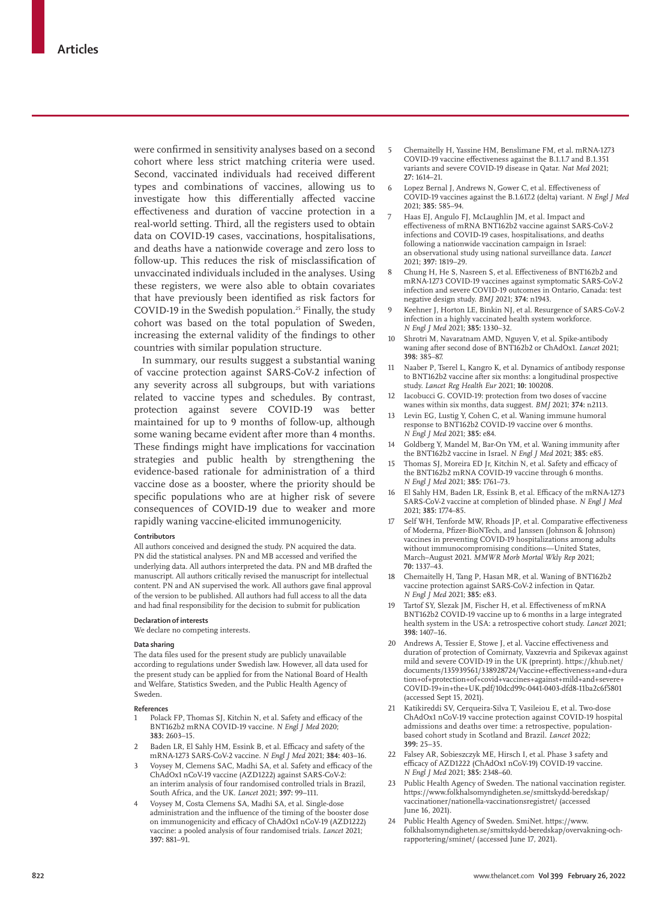were confirmed in sensitivity analyses based on a second cohort where less strict matching criteria were used. Second, vaccinated individuals had received different types and combinations of vaccines, allowing us to investigate how this differentially affected vaccine effectiveness and duration of vaccine protection in a real-world setting. Third, all the registers used to obtain data on COVID-19 cases, vaccinations, hospitalisations, and deaths have a nationwide coverage and zero loss to follow-up. This reduces the risk of misclassification of unvaccinated individuals included in the analyses. Using these registers, we were also able to obtain covariates that have previously been identified as risk factors for COVID-19 in the Swedish population.[25] Finally, the study cohort was based on the total population of Sweden, increasing the external validity of the findings to other countries with similar population structure.

In summary, our results suggest a substantial waning of vaccine protection against SARS-CoV-2 infection of any severity across all subgroups, but with variations related to vaccine types and schedules. By contrast, protection against severe COVID-19 was better maintained for up to 9 months of follow-up, although some waning became evident after more than 4 months. These findings might have implications for vaccination strategies and public health by strengthening the evidence-based rationale for administration of a third vaccine dose as a booster, where the priority should be specific populations who are at higher risk of severe consequences of COVID-19 due to weaker and more rapidly waning vaccine-elicited immunogenicity.

#### Contributors

All authors conceived and designed the study. PN acquired the data. PN did the statistical analyses. PN and MB accessed and verified the underlying data. All authors interpreted the data. PN and MB drafted the manuscript. All authors critically revised the manuscript for intellectual content. PN and AN supervised the work. All authors gave final approval of the version to be published. All authors had full access to all the data and had final responsibility for the decision to submit for publication

#### Declaration of interests

We declare no competing interests.

#### Data sharing

The data files used for the present study are publicly unavailable according to regulations under Swedish law. However, all data used for the present study can be applied for from the National Board of Health and Welfare, Statistics Sweden, and the Public Health Agency of Sweden.

#### References

1. Polack FP, Thomas SJ, Kitchin N, et al. Safety and efficacy of the BNT162b2 mRNA COVID-19 vaccine. *N Engl J Med* 2020; **383:** 2603–15.
2. Baden LR, El Sahly HM, Essink B, et al. Efficacy and safety of the mRNA-1273 SARS-CoV-2 vaccine. *N Engl J Med* 2021; **384:** 403–16.
3. Voysey M, Clemens SAC, Madhi SA, et al. Safety and efficacy of the ChAdOx1 nCoV-19 vaccine (AZD1222) against SARS-CoV-2: an interim analysis of four randomised controlled trials in Brazil, South Africa, and the UK. *Lancet* 2021; **397:** 99–111.
4. Voysey M, Costa Clemens SA, Madhi SA, et al. Single-dose administration and the influence of the timing of the booster dose on immunogenicity and efficacy of ChAdOx1 nCoV-19 (AZD1222) vaccine: a pooled analysis of four randomised trials. *Lancet* 2021; **397:** 881–91.
5. Chemaitelly H, Yassine HM, Benslimane FM, et al. mRNA-1273 COVID-19 vaccine effectiveness against the B.1.1.7 and B.1.351 variants and severe COVID-19 disease in Qatar. *Nat Med* 2021; **27:** 1614–21.
6. Lopez Bernal J, Andrews N, Gower C, et al. Effectiveness of COVID-19 vaccines against the B.1.617.2 (delta) variant. *N Engl J Med* 2021; **385:** 585–94.
7. Haas EJ, Angulo FJ, McLaughlin JM, et al. Impact and effectiveness of mRNA BNT162b2 vaccine against SARS-CoV-2 infections and COVID-19 cases, hospitalisations, and deaths following a nationwide vaccination campaign in Israel: an observational study using national surveillance data. *Lancet* 2021; **397:** 1819–29.
8. Chung H, He S, Nasreen S, et al. Effectiveness of BNT162b2 and mRNA-1273 COVID-19 vaccines against symptomatic SARS-CoV-2 infection and severe COVID-19 outcomes in Ontario, Canada: test negative design study. *BMJ* 2021; **374:** n1943.
9. Keehner J, Horton LE, Binkin NJ, et al. Resurgence of SARS-CoV-2 infection in a highly vaccinated health system workforce. *N Engl J Med* 2021; **385:** 1330–32.
10. Shrotri M, Navaratnam AMD, Nguyen V, et al. Spike-antibody waning after second dose of BNT162b2 or ChAdOx1. *Lancet* 2021; **398:** 385–87.
11. Naaber P, Tserel L, Kangro K, et al. Dynamics of antibody response to BNT162b2 vaccine after six months: a longitudinal prospective study. *Lancet Reg Health Eur* 2021; **10:** 100208.
12. Iacobucci G. COVID-19: protection from two doses of vaccine wanes within six months, data suggest. *BMJ* 2021; **374:** n2113.
13. Levin EG, Lustig Y, Cohen C, et al. Waning immune humoral response to BNT162b2 COVID-19 vaccine over 6 months. *N Engl J Med* 2021; **385:** e84.
14. Goldberg Y, Mandel M, Bar-On YM, et al. Waning immunity after the BNT162b2 vaccine in Israel. *N Engl J Med* 2021; **385:** e85.
15. Thomas SJ, Moreira ED Jr, Kitchin N, et al. Safety and efficacy of the BNT162b2 mRNA COVID-19 vaccine through 6 months. *N Engl J Med* 2021; **385:** 1761–73.
16. El Sahly HM, Baden LR, Essink B, et al. Efficacy of the mRNA-1273 SARS-CoV-2 vaccine at completion of blinded phase. *N Engl J Med* 2021; **385:** 1774–85.
17. Self WH, Tenforde MW, Rhoads JP, et al. Comparative effectiveness of Moderna, Pfizer-BioNTech, and Janssen (Johnson & Johnson) vaccines in preventing COVID-19 hospitalizations among adults without immunocompromising conditions—United States, March–August 2021. *MMWR Morb Mortal Wkly Rep* 2021; **70:** 1337–43.
18. Chemaitelly H, Tang P, Hasan MR, et al. Waning of BNT162b2 vaccine protection against SARS-CoV-2 infection in Qatar. *N Engl J Med* 2021; **385:** e83.
19. Tartof SY, Slezak JM, Fischer H, et al. Effectiveness of mRNA BNT162b2 COVID-19 vaccine up to 6 months in a large integrated health system in the USA: a retrospective cohort study. *Lancet* 2021; **398:** 1407–16.
20. Andrews A, Tessier E, Stowe J, et al. Vaccine effectiveness and duration of protection of Comirnaty, Vaxzevria and Spikevax against mild and severe COVID-19 in the UK (preprint). https://khub.net/documents/135939561/338928724/Vaccine+effectiveness+and+duration+of+protection+of+covid+vaccines+against+mild+and+severe+COVID-19+in+the+UK.pdf/10dcd99c-0441-0403-dfd8-11ba2c6f5801 (accessed Sept 15, 2021).
21. Katikireddi SV, Cerqueira-Silva T, Vasileiou E, et al. Two-dose ChAdOx1 nCoV-19 vaccine protection against COVID-19 hospital admissions and deaths over time: a retrospective, population-based cohort study in Scotland and Brazil. *Lancet* 2022; **399:** 25–35.
22. Falsey AR, Sobieszczyk ME, Hirsch I, et al. Phase 3 safety and efficacy of AZD1222 (ChAdOx1 nCoV-19) COVID-19 vaccine. *N Engl J Med* 2021; **385:** 2348–60.
23. Public Health Agency of Sweden. The national vaccination register. https://www.folkhalsomyndigheten.se/smittskydd-beredskap/vaccinationer/nationella-vaccinationsregistret/ (accessed June 16, 2021).
24. Public Health Agency of Sweden. SmiNet. https://www.folkhalsomyndigheten.se/smittskydd-beredskap/overvakning-och-rapportering/sminet/ (accessed June 17, 2021).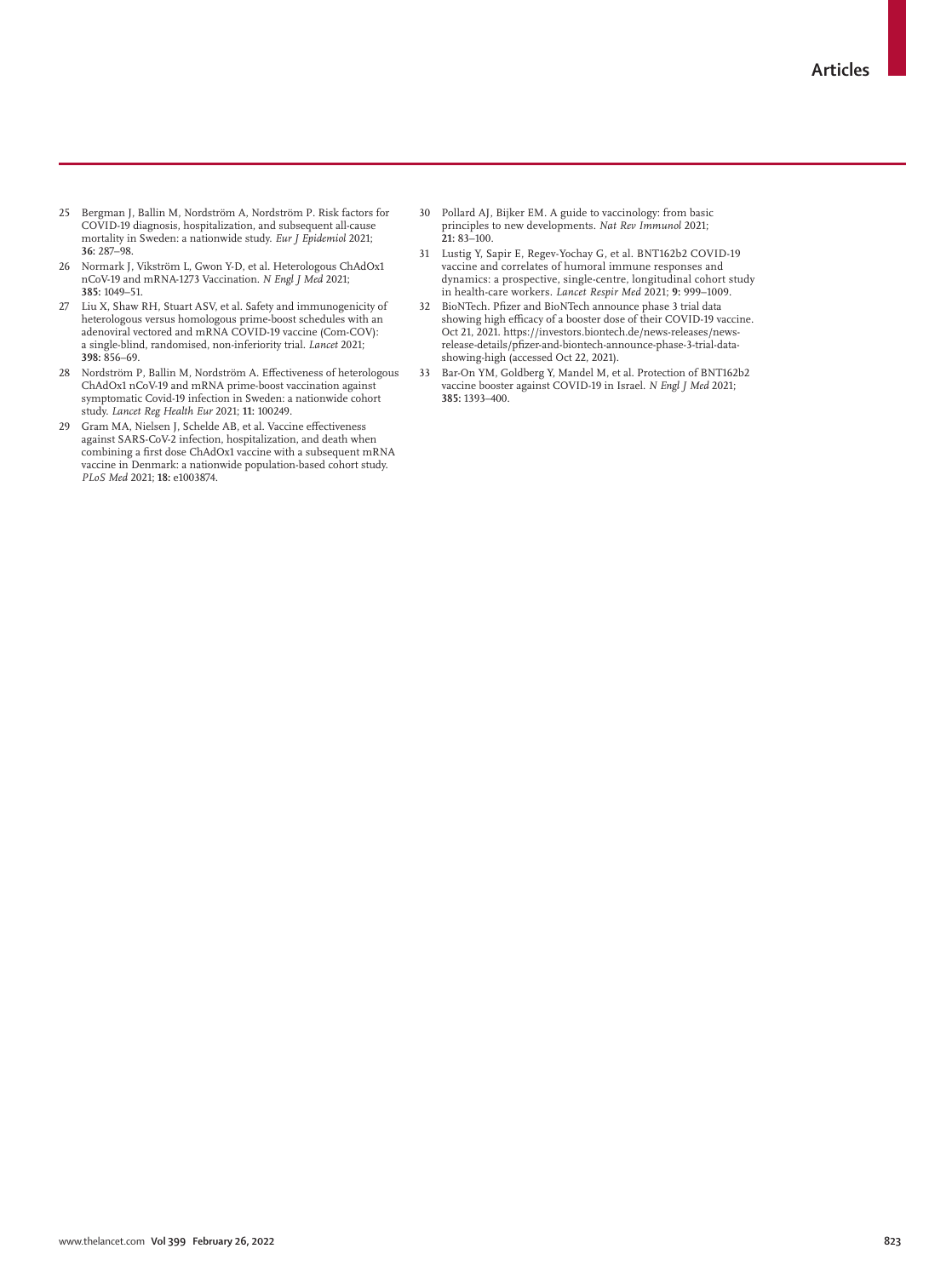25 Bergman J, Ballin M, Nordström A, Nordström P. Risk factors for COVID-19 diagnosis, hospitalization, and subsequent all-cause mortality in Sweden: a nationwide study. *Eur J Epidemiol* 2021; **36:** 287–98.

26 Normark J, Vikström L, Gwon Y-D, et al. Heterologous ChAdOx1 nCoV-19 and mRNA-1273 Vaccination. *N Engl J Med* 2021; **385:** 1049–51.

27 Liu X, Shaw RH, Stuart ASV, et al. Safety and immunogenicity of heterologous versus homologous prime-boost schedules with an adenoviral vectored and mRNA COVID-19 vaccine (Com-COV): a single-blind, randomised, non-inferiority trial. *Lancet* 2021; **398:** 856–69.

28 Nordström P, Ballin M, Nordström A. Effectiveness of heterologous ChAdOx1 nCoV-19 and mRNA prime-boost vaccination against symptomatic Covid-19 infection in Sweden: a nationwide cohort study. *Lancet Reg Health Eur* 2021; **11:** 100249.

29 Gram MA, Nielsen J, Schelde AB, et al. Vaccine effectiveness against SARS-CoV-2 infection, hospitalization, and death when combining a first dose ChAdOx1 vaccine with a subsequent mRNA vaccine in Denmark: a nationwide population-based cohort study. *PLoS Med* 2021; **18:** e1003874.

30 Pollard AJ, Bijker EM. A guide to vaccinology: from basic principles to new developments. *Nat Rev Immunol* 2021; **21:** 83–100.

31 Lustig Y, Sapir E, Regev-Yochay G, et al. BNT162b2 COVID-19 vaccine and correlates of humoral immune responses and dynamics: a prospective, single-centre, longitudinal cohort study in health-care workers. *Lancet Respir Med* 2021; **9:** 999–1009.

32 BioNTech. Pfizer and BioNTech announce phase 3 trial data showing high efficacy of a booster dose of their COVID-19 vaccine. Oct 21, 2021. https://investors.biontech.de/news-releases/news-release-details/pfizer-and-biontech-announce-phase-3-trial-data-showing-high (accessed Oct 22, 2021).

33 Bar-On YM, Goldberg Y, Mandel M, et al. Protection of BNT162b2 vaccine booster against COVID-19 in Israel. *N Engl J Med* 2021; **385:** 1393–400.